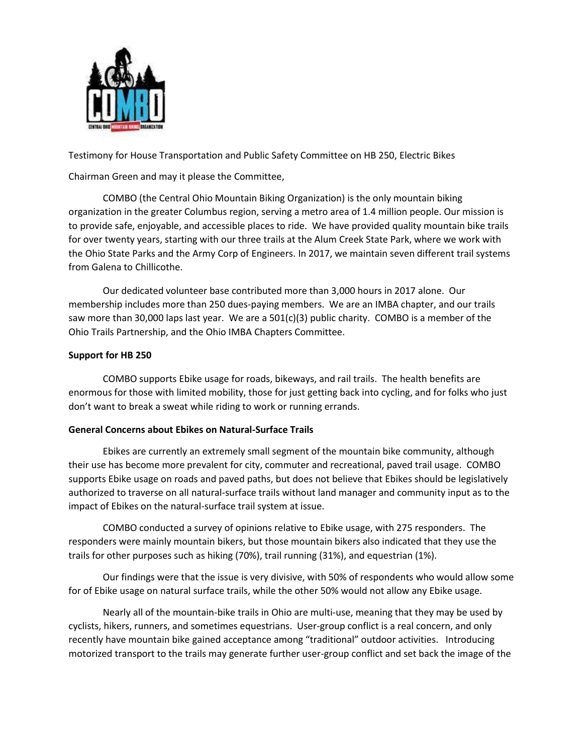Testimony for House Transportation and Public Safety Committee on HB 250, Electric Bikes

Chairman Green and may it please the Committee,

COMBO (the Central Ohio Mountain Biking Organization) is the only mountain biking organization in the greater Columbus region, serving a metro area of 1.4 million people. Our mission is to provide safe, enjoyable, and accessible places to ride. We have provided quality mountain bike trails for over twenty years, starting with our three trails at the Alum Creek State Park, where we work with the Ohio State Parks and the Army Corp of Engineers. In 2017, we maintain seven different trail systems from Galena to Chillicothe.

Our dedicated volunteer base contributed more than 3,000 hours in 2017 alone. Our membership includes more than 250 dues-paying members. We are an IMBA chapter, and our trails saw more than 30,000 laps last year. We are a 501(c)(3) public charity. COMBO is a member of the Ohio Trails Partnership, and the Ohio IMBA Chapters Committee.

**Support for HB 250**

COMBO supports Ebike usage for roads, bikeways, and rail trails. The health benefits are enormous for those with limited mobility, those for just getting back into cycling, and for folks who just don't want to break a sweat while riding to work or running errands.

**General Concerns about Ebikes on Natural-Surface Trails**

Ebikes are currently an extremely small segment of the mountain bike community, although their use has become more prevalent for city, commuter and recreational, paved trail usage. COMBO supports Ebike usage on roads and paved paths, but does not believe that Ebikes should be legislatively authorized to traverse on all natural-surface trails without land manager and community input as to the impact of Ebikes on the natural-surface trail system at issue.

COMBO conducted a survey of opinions relative to Ebike usage, with 275 responders. The responders were mainly mountain bikers, but those mountain bikers also indicated that they use the trails for other purposes such as hiking (70%), trail running (31%), and equestrian (1%).

Our findings were that the issue is very divisive, with 50% of respondents who would allow some for of Ebike usage on natural surface trails, while the other 50% would not allow any Ebike usage.

Nearly all of the mountain-bike trails in Ohio are multi-use, meaning that they may be used by cyclists, hikers, runners, and sometimes equestrians. User-group conflict is a real concern, and only recently have mountain bike gained acceptance among "traditional" outdoor activities. Introducing motorized transport to the trails may generate further user-group conflict and set back the image of the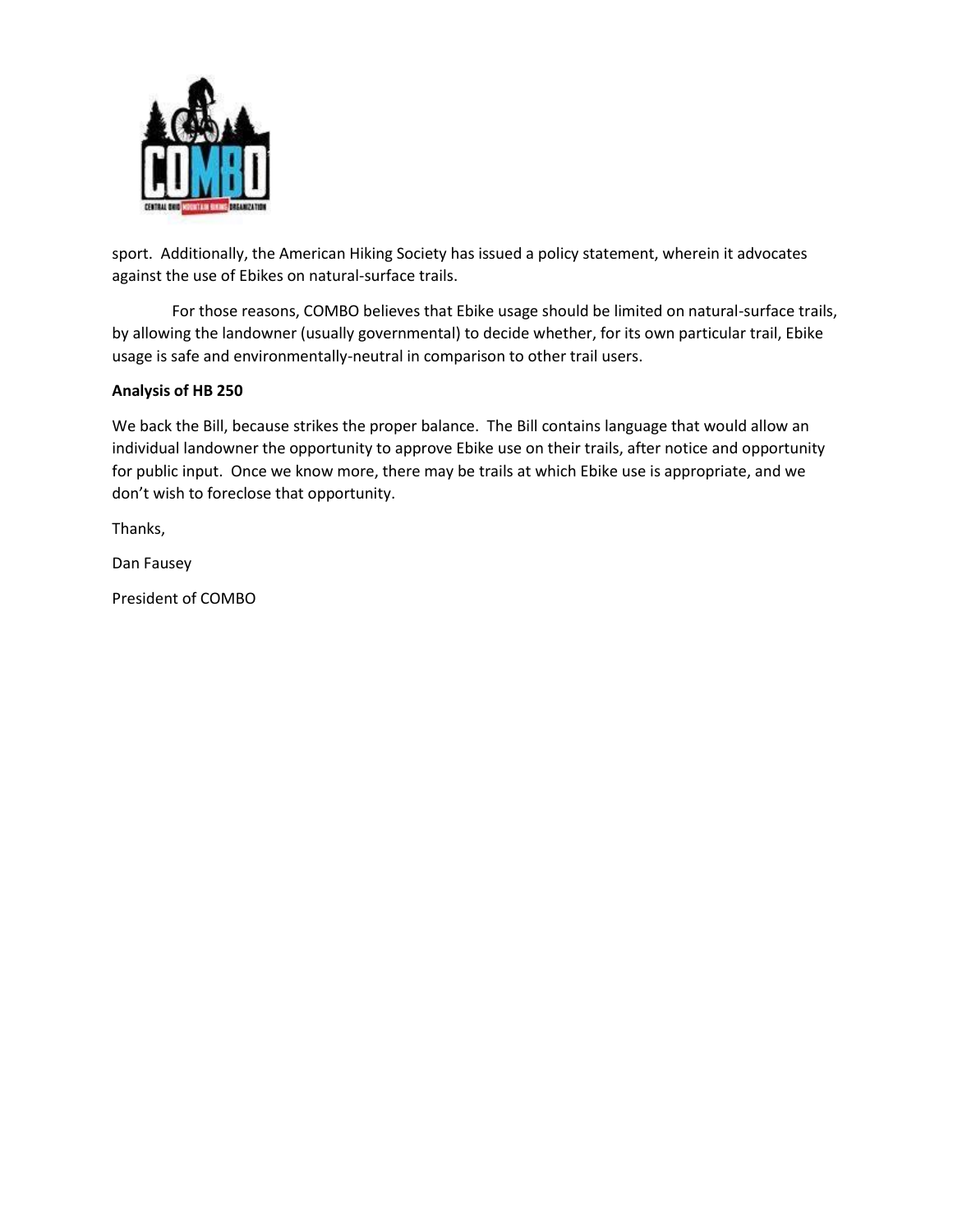sport. Additionally, the American Hiking Society has issued a policy statement, wherein it advocates against the use of Ebikes on natural-surface trails.

For those reasons, COMBO believes that Ebike usage should be limited on natural-surface trails, by allowing the landowner (usually governmental) to decide whether, for its own particular trail, Ebike usage is safe and environmentally-neutral in comparison to other trail users.

**Analysis of HB 250**

We back the Bill, because strikes the proper balance. The Bill contains language that would allow an individual landowner the opportunity to approve Ebike use on their trails, after notice and opportunity for public input. Once we know more, there may be trails at which Ebike use is appropriate, and we don't wish to foreclose that opportunity.

Thanks,

Dan Fausey

President of COMBO